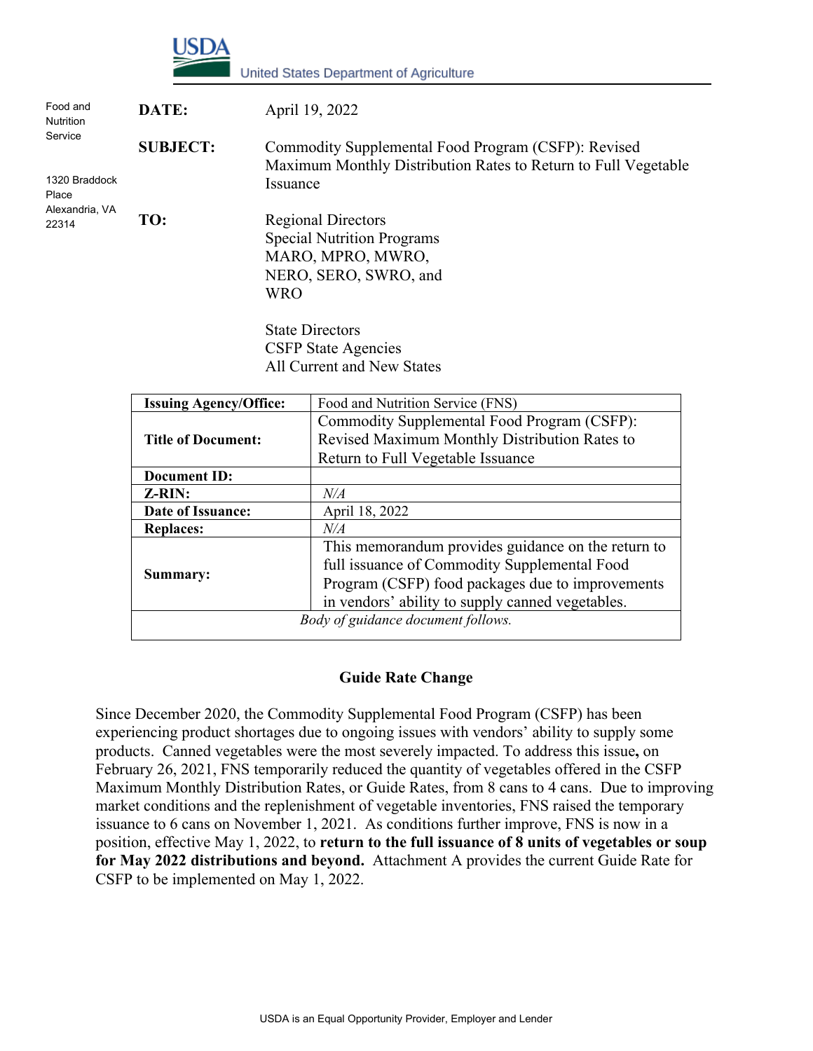USDA

United States Department of Agriculture

Food and Nutrition Service

1320 Braddock Place
Alexandria, VA 22314

**DATE:** April 19, 2022

**SUBJECT:** Commodity Supplemental Food Program (CSFP): Revised Maximum Monthly Distribution Rates to Return to Full Vegetable Issuance

**TO:** Regional Directors
Special Nutrition Programs
MARO, MPRO, MWRO,
NERO, SERO, SWRO, and
WRO

State Directors
CSFP State Agencies
All Current and New States

| **Issuing Agency/Office:** | Food and Nutrition Service (FNS) |
|---|---|
| **Title of Document:** | Commodity Supplemental Food Program (CSFP): Revised Maximum Monthly Distribution Rates to Return to Full Vegetable Issuance |
| **Document ID:** | |
| **Z-RIN:** | *N/A* |
| **Date of Issuance:** | April 18, 2022 |
| **Replaces:** | *N/A* |
| **Summary:** | This memorandum provides guidance on the return to full issuance of Commodity Supplemental Food Program (CSFP) food packages due to improvements in vendors' ability to supply canned vegetables. |
| *Body of guidance document follows.* | |

## Guide Rate Change

Since December 2020, the Commodity Supplemental Food Program (CSFP) has been experiencing product shortages due to ongoing issues with vendors' ability to supply some products. Canned vegetables were the most severely impacted. To address this issue**,** on February 26, 2021, FNS temporarily reduced the quantity of vegetables offered in the CSFP Maximum Monthly Distribution Rates, or Guide Rates, from 8 cans to 4 cans. Due to improving market conditions and the replenishment of vegetable inventories, FNS raised the temporary issuance to 6 cans on November 1, 2021. As conditions further improve, FNS is now in a position, effective May 1, 2022, to **return to the full issuance of 8 units of vegetables or soup for May 2022 distributions and beyond.** Attachment A provides the current Guide Rate for CSFP to be implemented on May 1, 2022.

USDA is an Equal Opportunity Provider, Employer and Lender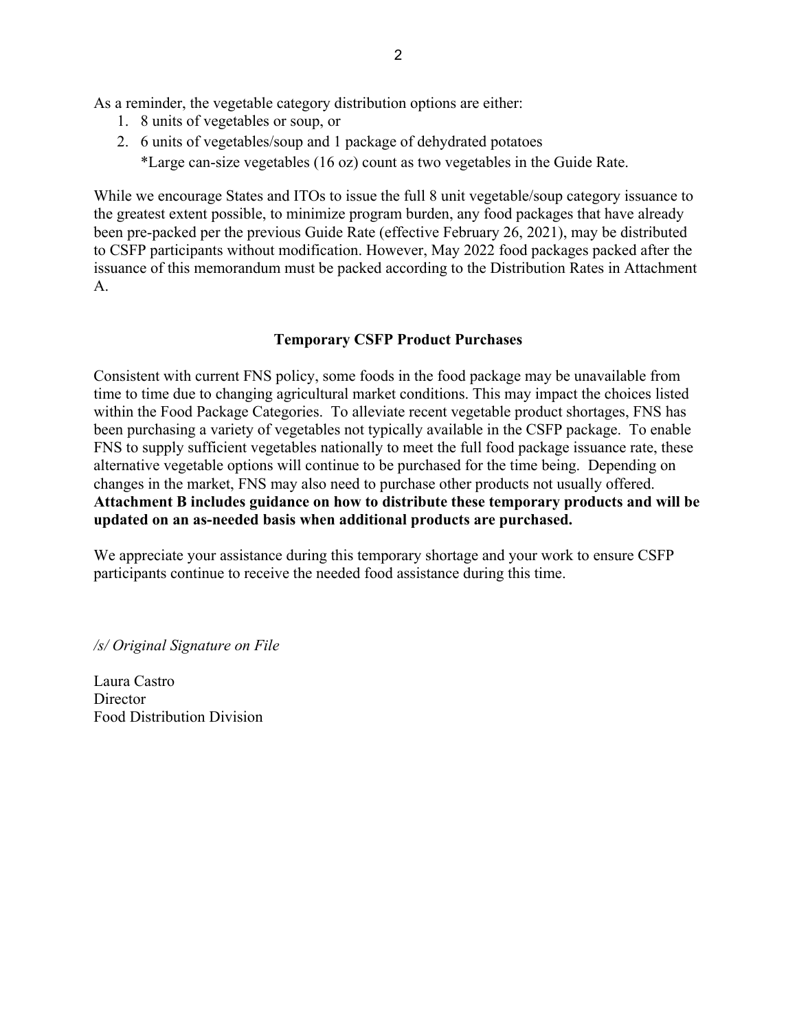As a reminder, the vegetable category distribution options are either:

1. 8 units of vegetables or soup, or
2. 6 units of vegetables/soup and 1 package of dehydrated potatoes
   *Large can-size vegetables (16 oz) count as two vegetables in the Guide Rate.

While we encourage States and ITOs to issue the full 8 unit vegetable/soup category issuance to the greatest extent possible, to minimize program burden, any food packages that have already been pre-packed per the previous Guide Rate (effective February 26, 2021), may be distributed to CSFP participants without modification. However, May 2022 food packages packed after the issuance of this memorandum must be packed according to the Distribution Rates in Attachment A.

## Temporary CSFP Product Purchases

Consistent with current FNS policy, some foods in the food package may be unavailable from time to time due to changing agricultural market conditions. This may impact the choices listed within the Food Package Categories. To alleviate recent vegetable product shortages, FNS has been purchasing a variety of vegetables not typically available in the CSFP package. To enable FNS to supply sufficient vegetables nationally to meet the full food package issuance rate, these alternative vegetable options will continue to be purchased for the time being. Depending on changes in the market, FNS may also need to purchase other products not usually offered. **Attachment B includes guidance on how to distribute these temporary products and will be updated on an as-needed basis when additional products are purchased.**

We appreciate your assistance during this temporary shortage and your work to ensure CSFP participants continue to receive the needed food assistance during this time.

*/s/ Original Signature on File*

Laura Castro
Director
Food Distribution Division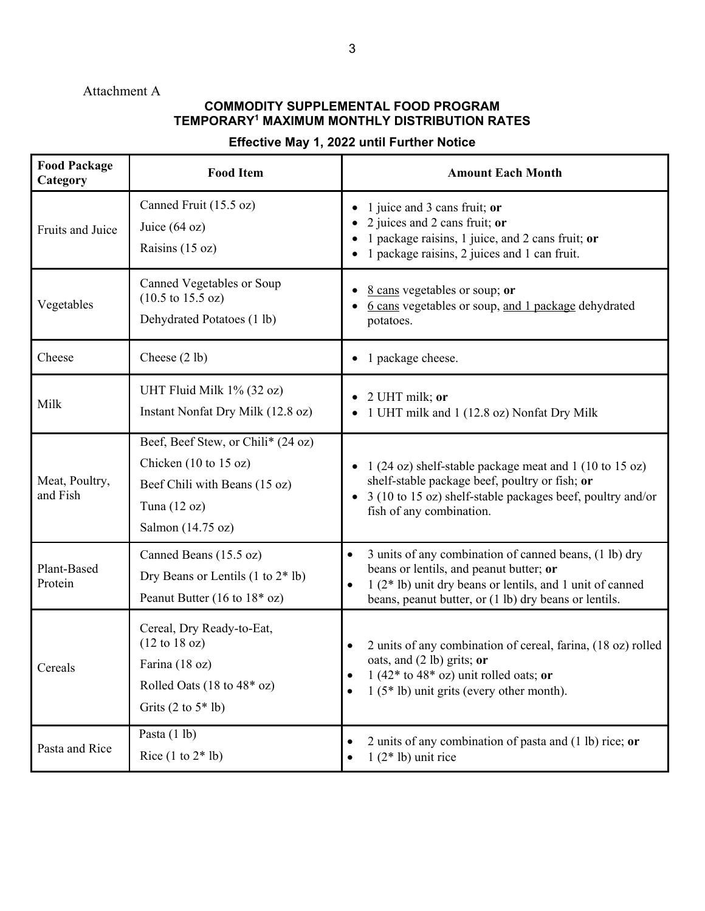Attachment A

## COMMODITY SUPPLEMENTAL FOOD PROGRAM TEMPORARY[1] MAXIMUM MONTHLY DISTRIBUTION RATES

### Effective May 1, 2022 until Further Notice

| Food Package Category | Food Item | Amount Each Month |
|---|---|---|
| Fruits and Juice | Canned Fruit (15.5 oz)<br>Juice (64 oz)<br>Raisins (15 oz) | • 1 juice and 3 cans fruit; **or**<br>• 2 juices and 2 cans fruit; **or**<br>• 1 package raisins, 1 juice, and 2 cans fruit; **or**<br>• 1 package raisins, 2 juices and 1 can fruit. |
| Vegetables | Canned Vegetables or Soup (10.5 to 15.5 oz)<br>Dehydrated Potatoes (1 lb) | • 8 cans vegetables or soup; **or**<br>• 6 cans vegetables or soup, and 1 package dehydrated potatoes. |
| Cheese | Cheese (2 lb) | • 1 package cheese. |
| Milk | UHT Fluid Milk 1% (32 oz)<br>Instant Nonfat Dry Milk (12.8 oz) | • 2 UHT milk; **or**<br>• 1 UHT milk and 1 (12.8 oz) Nonfat Dry Milk |
| Meat, Poultry, and Fish | Beef, Beef Stew, or Chili* (24 oz)<br>Chicken (10 to 15 oz)<br>Beef Chili with Beans (15 oz)<br>Tuna (12 oz)<br>Salmon (14.75 oz) | • 1 (24 oz) shelf-stable package meat and 1 (10 to 15 oz) shelf-stable package beef, poultry or fish; **or**<br>• 3 (10 to 15 oz) shelf-stable packages beef, poultry and/or fish of any combination. |
| Plant-Based Protein | Canned Beans (15.5 oz)<br>Dry Beans or Lentils (1 to 2* lb)<br>Peanut Butter (16 to 18* oz) | • 3 units of any combination of canned beans, (1 lb) dry beans or lentils, and peanut butter; **or**<br>• 1 (2* lb) unit dry beans or lentils, and 1 unit of canned beans, peanut butter, or (1 lb) dry beans or lentils. |
| Cereals | Cereal, Dry Ready-to-Eat, (12 to 18 oz)<br>Farina (18 oz)<br>Rolled Oats (18 to 48* oz)<br>Grits (2 to 5* lb) | • 2 units of any combination of cereal, farina, (18 oz) rolled oats, and (2 lb) grits; **or**<br>• 1 (42* to 48* oz) unit rolled oats; **or**<br>• 1 (5* lb) unit grits (every other month). |
| Pasta and Rice | Pasta (1 lb)<br>Rice (1 to 2* lb) | • 2 units of any combination of pasta and (1 lb) rice; **or**<br>• 1 (2* lb) unit rice |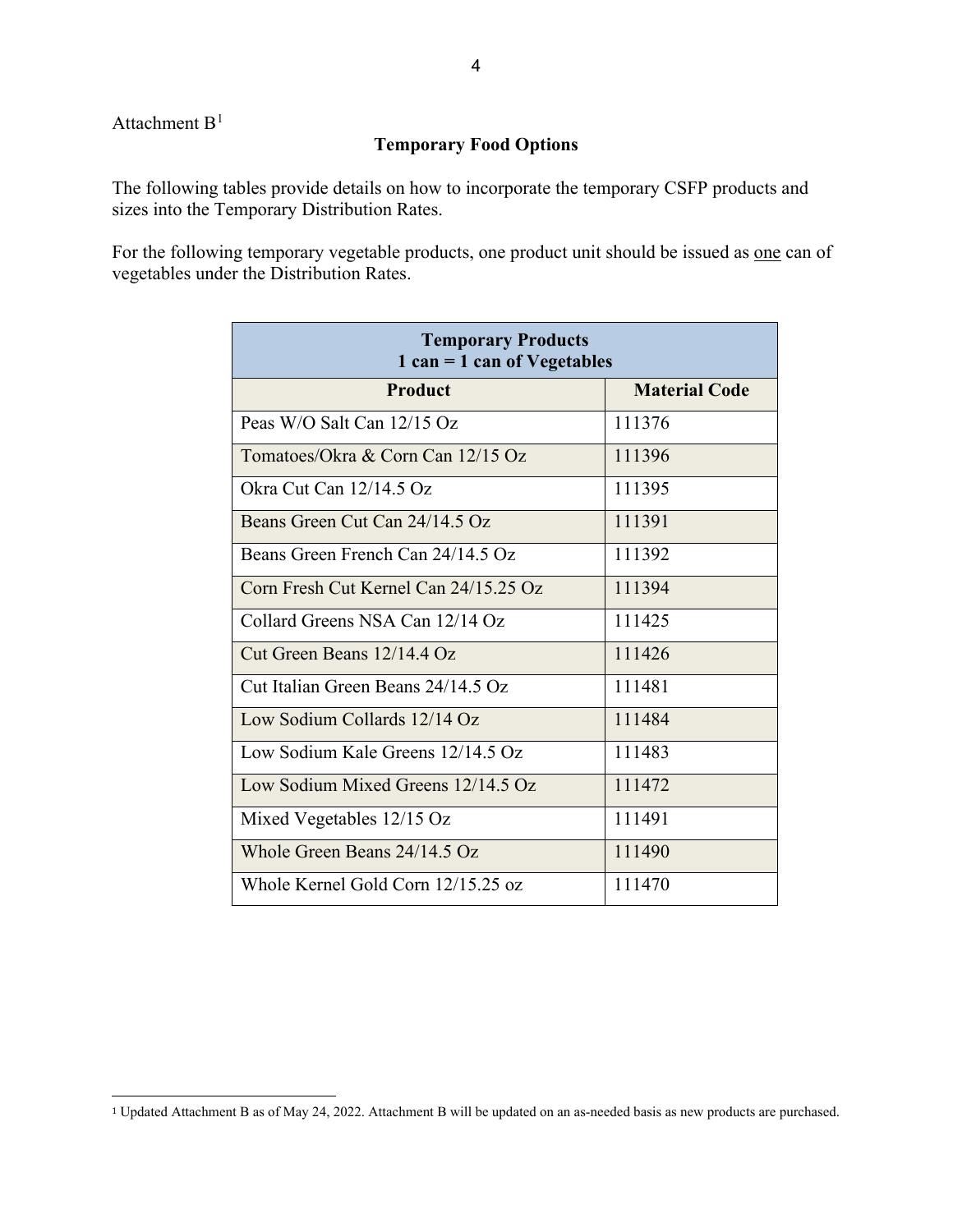Attachment B[1]

## Temporary Food Options

The following tables provide details on how to incorporate the temporary CSFP products and sizes into the Temporary Distribution Rates.

For the following temporary vegetable products, one product unit should be issued as one can of vegetables under the Distribution Rates.

| **Temporary Products 1 can = 1 can of Vegetables** | |
|---|---|
| **Product** | **Material Code** |
| Peas W/O Salt Can 12/15 Oz | 111376 |
| Tomatoes/Okra & Corn Can 12/15 Oz | 111396 |
| Okra Cut Can 12/14.5 Oz | 111395 |
| Beans Green Cut Can 24/14.5 Oz | 111391 |
| Beans Green French Can 24/14.5 Oz | 111392 |
| Corn Fresh Cut Kernel Can 24/15.25 Oz | 111394 |
| Collard Greens NSA Can 12/14 Oz | 111425 |
| Cut Green Beans 12/14.4 Oz | 111426 |
| Cut Italian Green Beans 24/14.5 Oz | 111481 |
| Low Sodium Collards 12/14 Oz | 111484 |
| Low Sodium Kale Greens 12/14.5 Oz | 111483 |
| Low Sodium Mixed Greens 12/14.5 Oz | 111472 |
| Mixed Vegetables 12/15 Oz | 111491 |
| Whole Green Beans 24/14.5 Oz | 111490 |
| Whole Kernel Gold Corn 12/15.25 oz | 111470 |

[1] Updated Attachment B as of May 24, 2022. Attachment B will be updated on an as-needed basis as new products are purchased.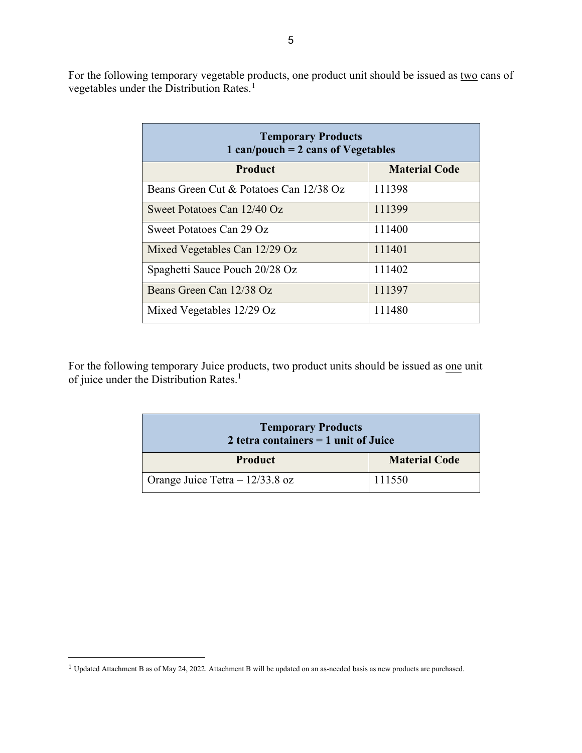For the following temporary vegetable products, one product unit should be issued as two cans of vegetables under the Distribution Rates.[1]

| Temporary Products<br>1 can/pouch = 2 cans of Vegetables | |
|---|---|
| **Product** | **Material Code** |
| Beans Green Cut & Potatoes Can 12/38 Oz | 111398 |
| Sweet Potatoes Can 12/40 Oz | 111399 |
| Sweet Potatoes Can 29 Oz | 111400 |
| Mixed Vegetables Can 12/29 Oz | 111401 |
| Spaghetti Sauce Pouch 20/28 Oz | 111402 |
| Beans Green Can 12/38 Oz | 111397 |
| Mixed Vegetables 12/29 Oz | 111480 |

For the following temporary Juice products, two product units should be issued as one unit of juice under the Distribution Rates.[1]

| Temporary Products<br>2 tetra containers = 1 unit of Juice | |
|---|---|
| **Product** | **Material Code** |
| Orange Juice Tetra – 12/33.8 oz | 111550 |

[1] Updated Attachment B as of May 24, 2022. Attachment B will be updated on an as-needed basis as new products are purchased.